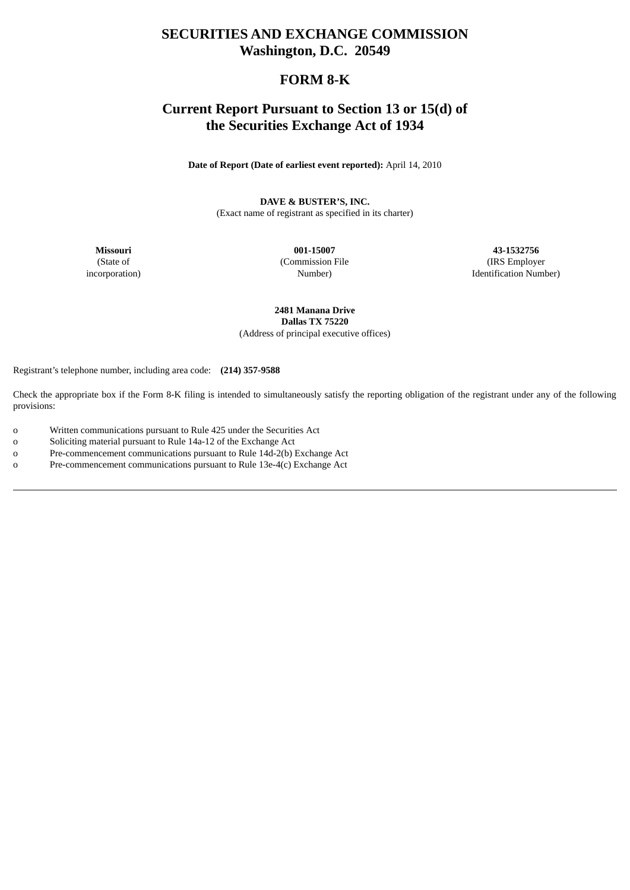# SECURITIES AND EXCHANGE COMMISSION
# Washington, D.C. 20549

## FORM 8-K

## Current Report Pursuant to Section 13 or 15(d) of the Securities Exchange Act of 1934

**Date of Report (Date of earliest event reported):** April 14, 2010

**DAVE & BUSTER'S, INC.**
(Exact name of registrant as specified in its charter)

| **Missouri** | **001-15007** | **43-1532756** |
|---|---|---|
| (State of incorporation) | (Commission File Number) | (IRS Employer Identification Number) |

**2481 Manana Drive**
**Dallas TX 75220**
(Address of principal executive offices)

Registrant's telephone number, including area code: **(214) 357-9588**

Check the appropriate box if the Form 8-K filing is intended to simultaneously satisfy the reporting obligation of the registrant under any of the following provisions:

o Written communications pursuant to Rule 425 under the Securities Act
o Soliciting material pursuant to Rule 14a-12 of the Exchange Act
o Pre-commencement communications pursuant to Rule 14d-2(b) Exchange Act
o Pre-commencement communications pursuant to Rule 13e-4(c) Exchange Act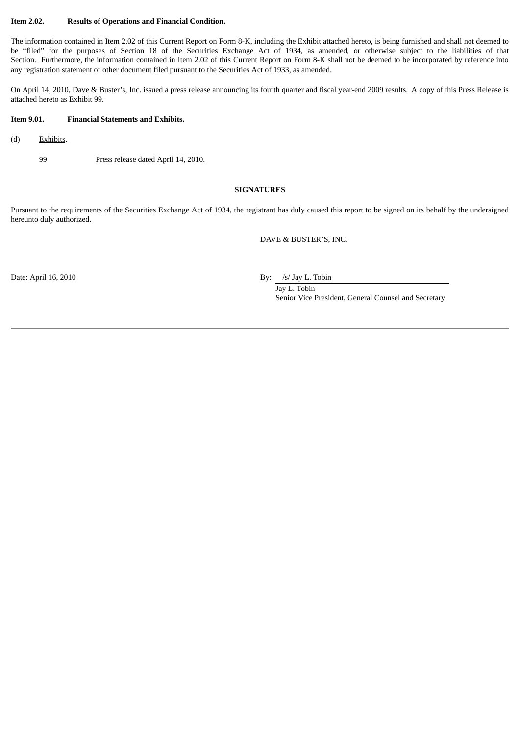**Item 2.02. Results of Operations and Financial Condition.**

The information contained in Item 2.02 of this Current Report on Form 8-K, including the Exhibit attached hereto, is being furnished and shall not deemed to be "filed" for the purposes of Section 18 of the Securities Exchange Act of 1934, as amended, or otherwise subject to the liabilities of that Section. Furthermore, the information contained in Item 2.02 of this Current Report on Form 8-K shall not be deemed to be incorporated by reference into any registration statement or other document filed pursuant to the Securities Act of 1933, as amended.

On April 14, 2010, Dave & Buster's, Inc. issued a press release announcing its fourth quarter and fiscal year-end 2009 results. A copy of this Press Release is attached hereto as Exhibit 99.

**Item 9.01. Financial Statements and Exhibits.**

(d) Exhibits.

99 Press release dated April 14, 2010.

**SIGNATURES**

Pursuant to the requirements of the Securities Exchange Act of 1934, the registrant has duly caused this report to be signed on its behalf by the undersigned hereunto duly authorized.

DAVE & BUSTER'S, INC.

Date: April 16, 2010

By: /s/ Jay L. Tobin
Jay L. Tobin
Senior Vice President, General Counsel and Secretary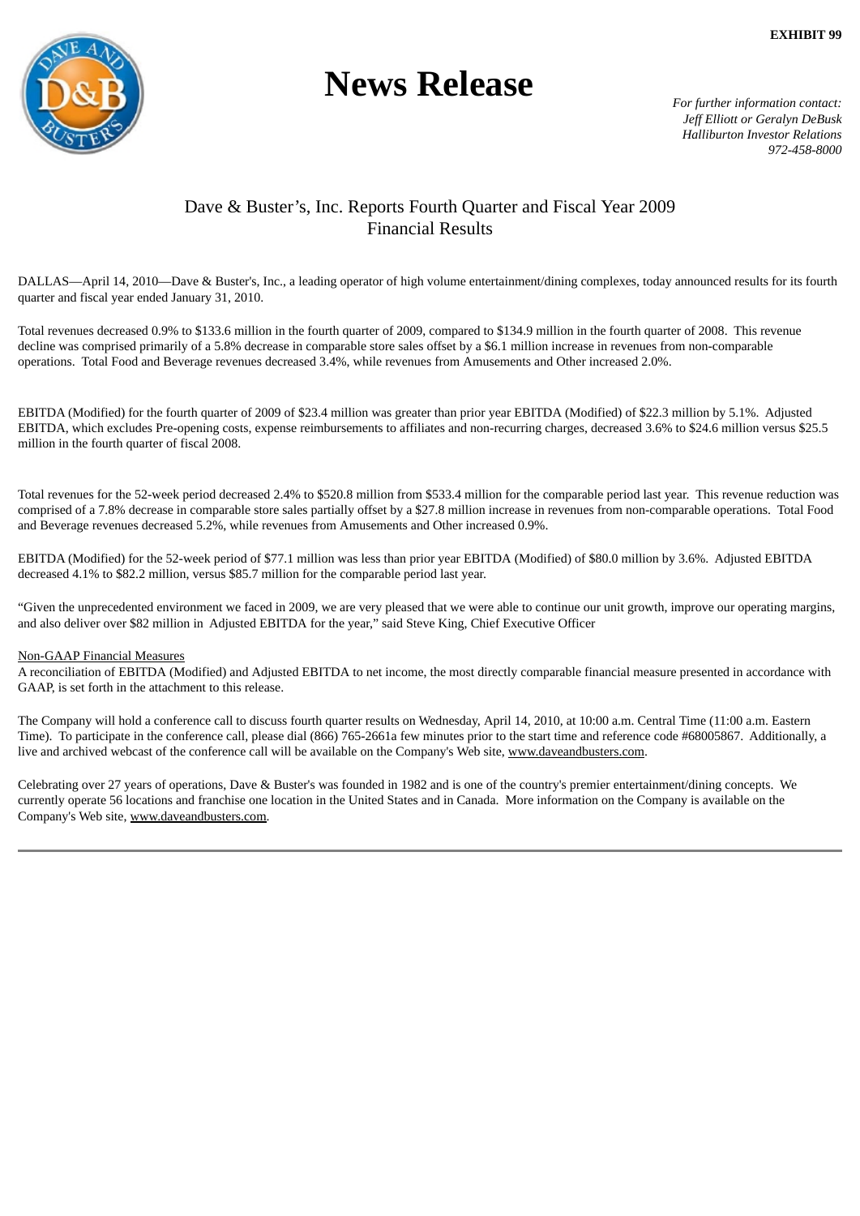**EXHIBIT 99**

# News Release

*For further information contact:*
*Jeff Elliott or Geralyn DeBusk*
*Halliburton Investor Relations*
*972-458-8000*

## Dave & Buster's, Inc. Reports Fourth Quarter and Fiscal Year 2009 Financial Results

DALLAS—April 14, 2010—Dave & Buster's, Inc., a leading operator of high volume entertainment/dining complexes, today announced results for its fourth quarter and fiscal year ended January 31, 2010.

Total revenues decreased 0.9% to $133.6 million in the fourth quarter of 2009, compared to $134.9 million in the fourth quarter of 2008. This revenue decline was comprised primarily of a 5.8% decrease in comparable store sales offset by a $6.1 million increase in revenues from non-comparable operations. Total Food and Beverage revenues decreased 3.4%, while revenues from Amusements and Other increased 2.0%.

EBITDA (Modified) for the fourth quarter of 2009 of $23.4 million was greater than prior year EBITDA (Modified) of $22.3 million by 5.1%. Adjusted EBITDA, which excludes Pre-opening costs, expense reimbursements to affiliates and non-recurring charges, decreased 3.6% to $24.6 million versus $25.5 million in the fourth quarter of fiscal 2008.

Total revenues for the 52-week period decreased 2.4% to $520.8 million from $533.4 million for the comparable period last year. This revenue reduction was comprised of a 7.8% decrease in comparable store sales partially offset by a $27.8 million increase in revenues from non-comparable operations. Total Food and Beverage revenues decreased 5.2%, while revenues from Amusements and Other increased 0.9%.

EBITDA (Modified) for the 52-week period of $77.1 million was less than prior year EBITDA (Modified) of $80.0 million by 3.6%. Adjusted EBITDA decreased 4.1% to $82.2 million, versus $85.7 million for the comparable period last year.

"Given the unprecedented environment we faced in 2009, we are very pleased that we were able to continue our unit growth, improve our operating margins, and also deliver over $82 million in Adjusted EBITDA for the year," said Steve King, Chief Executive Officer

Non-GAAP Financial Measures
A reconciliation of EBITDA (Modified) and Adjusted EBITDA to net income, the most directly comparable financial measure presented in accordance with GAAP, is set forth in the attachment to this release.

The Company will hold a conference call to discuss fourth quarter results on Wednesday, April 14, 2010, at 10:00 a.m. Central Time (11:00 a.m. Eastern Time). To participate in the conference call, please dial (866) 765-2661a few minutes prior to the start time and reference code #68005867. Additionally, a live and archived webcast of the conference call will be available on the Company's Web site, www.daveandbusters.com.

Celebrating over 27 years of operations, Dave & Buster's was founded in 1982 and is one of the country's premier entertainment/dining concepts. We currently operate 56 locations and franchise one location in the United States and in Canada. More information on the Company is available on the Company's Web site, www.daveandbusters.com.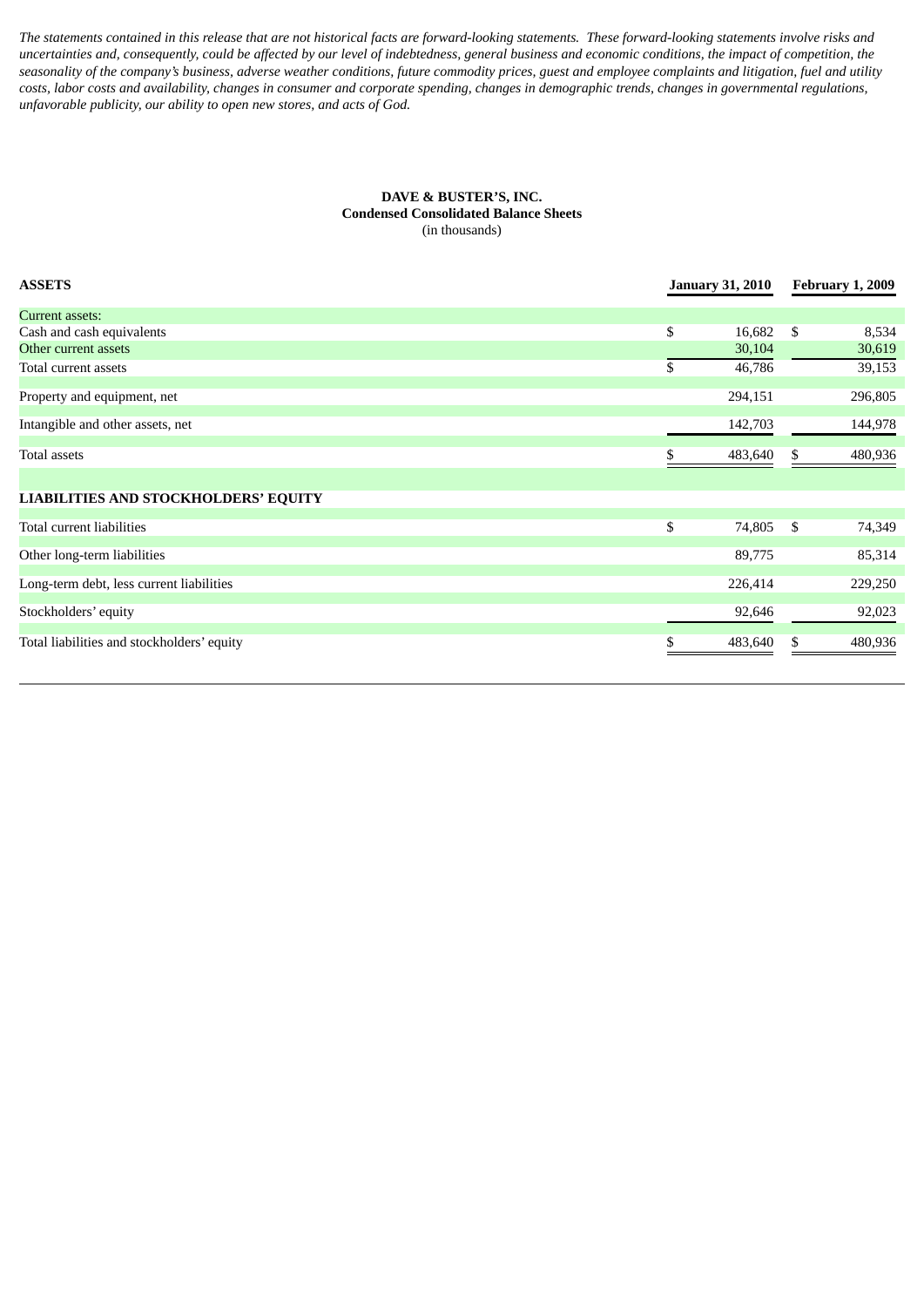*The statements contained in this release that are not historical facts are forward-looking statements. These forward-looking statements involve risks and uncertainties and, consequently, could be affected by our level of indebtedness, general business and economic conditions, the impact of competition, the seasonality of the company's business, adverse weather conditions, future commodity prices, guest and employee complaints and litigation, fuel and utility costs, labor costs and availability, changes in consumer and corporate spending, changes in demographic trends, changes in governmental regulations, unfavorable publicity, our ability to open new stores, and acts of God.*

**DAVE & BUSTER'S, INC.**
**Condensed Consolidated Balance Sheets**
(in thousands)

| **ASSETS** | **January 31, 2010** | **February 1, 2009** |
|---|---|---|
| Current assets: | | |
| Cash and cash equivalents | $ 16,682 | $ 8,534 |
| Other current assets | 30,104 | 30,619 |
| Total current assets | $ 46,786 | 39,153 |
| Property and equipment, net | 294,151 | 296,805 |
| Intangible and other assets, net | 142,703 | 144,978 |
| Total assets | $ 483,640 | $ 480,936 |
| | | |
| **LIABILITIES AND STOCKHOLDERS' EQUITY** | | |
| Total current liabilities | $ 74,805 | $ 74,349 |
| Other long-term liabilities | 89,775 | 85,314 |
| Long-term debt, less current liabilities | 226,414 | 229,250 |
| Stockholders' equity | 92,646 | 92,023 |
| Total liabilities and stockholders' equity | $ 483,640 | $ 480,936 |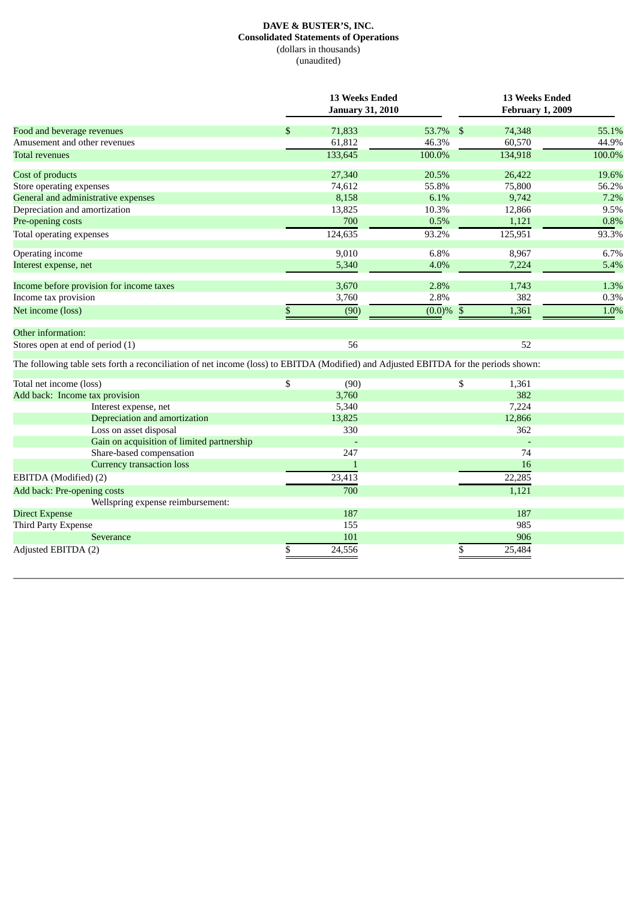**DAVE & BUSTER'S, INC.**
**Consolidated Statements of Operations**
(dollars in thousands)
(unaudited)

| | 13 Weeks Ended January 31, 2010 | | 13 Weeks Ended February 1, 2009 | |
|---|---|---|---|---|
| Food and beverage revenues | $ 71,833 | 53.7% | $ 74,348 | 55.1% |
| Amusement and other revenues | 61,812 | 46.3% | 60,570 | 44.9% |
| Total revenues | 133,645 | 100.0% | 134,918 | 100.0% |
| Cost of products | 27,340 | 20.5% | 26,422 | 19.6% |
| Store operating expenses | 74,612 | 55.8% | 75,800 | 56.2% |
| General and administrative expenses | 8,158 | 6.1% | 9,742 | 7.2% |
| Depreciation and amortization | 13,825 | 10.3% | 12,866 | 9.5% |
| Pre-opening costs | 700 | 0.5% | 1,121 | 0.8% |
| Total operating expenses | 124,635 | 93.2% | 125,951 | 93.3% |
| Operating income | 9,010 | 6.8% | 8,967 | 6.7% |
| Interest expense, net | 5,340 | 4.0% | 7,224 | 5.4% |
| Income before provision for income taxes | 3,670 | 2.8% | 1,743 | 1.3% |
| Income tax provision | 3,760 | 2.8% | 382 | 0.3% |
| Net income (loss) | $ (90) | (0.0)% | $ 1,361 | 1.0% |
| Other information: | | | | |
| Stores open at end of period (1) | 56 | | 52 | |

The following table sets forth a reconciliation of net income (loss) to EBITDA (Modified) and Adjusted EBITDA for the periods shown:

| | 13 Weeks Ended January 31, 2010 | 13 Weeks Ended February 1, 2009 |
|---|---|---|
| Total net income (loss) | $ (90) | $ 1,361 |
| Add back: Income tax provision | 3,760 | 382 |
| Interest expense, net | 5,340 | 7,224 |
| Depreciation and amortization | 13,825 | 12,866 |
| Loss on asset disposal | 330 | 362 |
| Gain on acquisition of limited partnership | - | - |
| Share-based compensation | 247 | 74 |
| Currency transaction loss | 1 | 16 |
| EBITDA (Modified) (2) | 23,413 | 22,285 |
| Add back: Pre-opening costs | 700 | 1,121 |
| Wellspring expense reimbursement: | | |
| Direct Expense | 187 | 187 |
| Third Party Expense | 155 | 985 |
| Severance | 101 | 906 |
| Adjusted EBITDA (2) | $ 24,556 | $ 25,484 |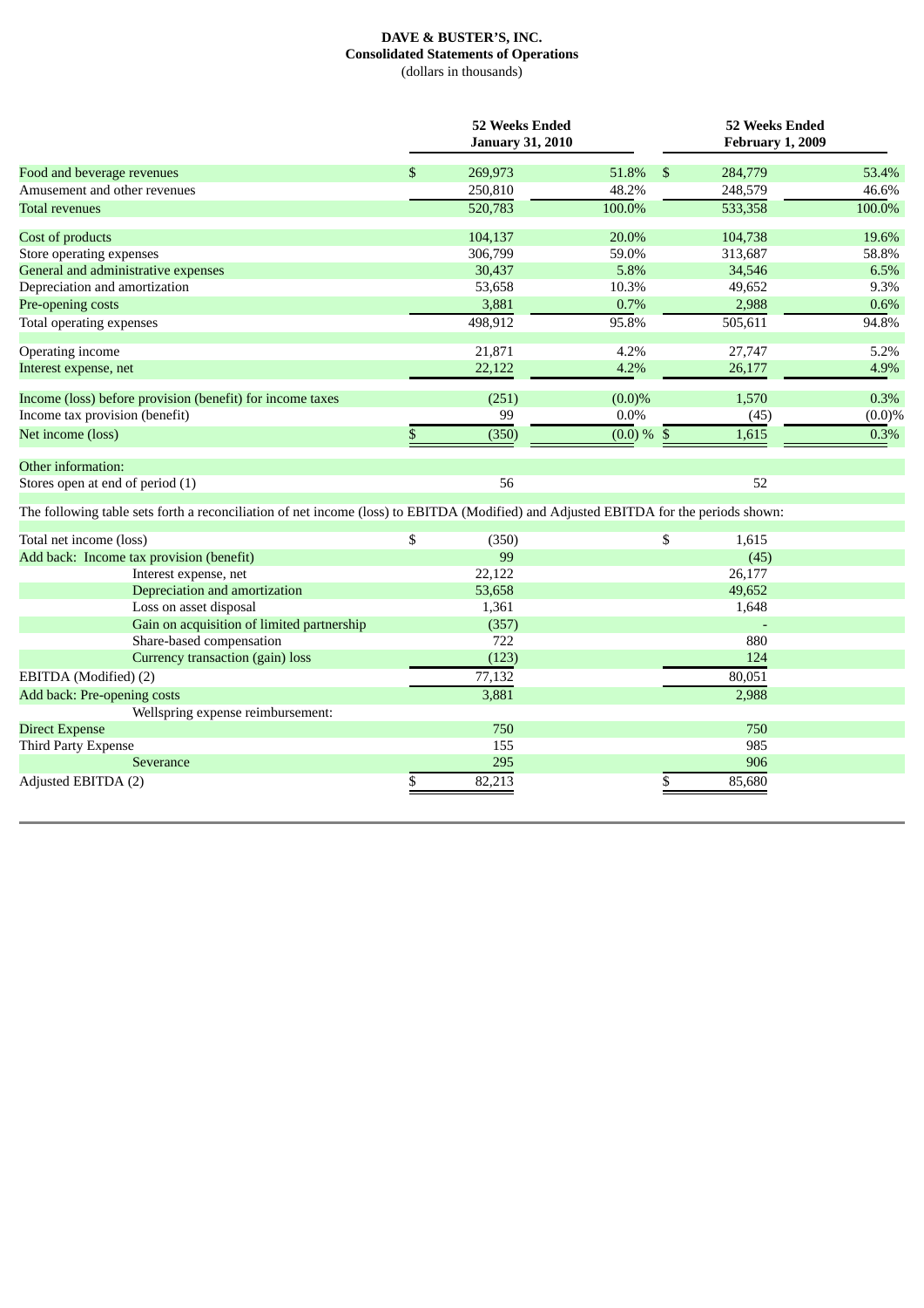**DAVE & BUSTER'S, INC.**
**Consolidated Statements of Operations**
(dollars in thousands)

| | 52 Weeks Ended January 31, 2010 | | 52 Weeks Ended February 1, 2009 | |
|---|---|---|---|---|
| Food and beverage revenues | $ 269,973 | 51.8% | $ 284,779 | 53.4% |
| Amusement and other revenues | 250,810 | 48.2% | 248,579 | 46.6% |
| Total revenues | 520,783 | 100.0% | 533,358 | 100.0% |
| Cost of products | 104,137 | 20.0% | 104,738 | 19.6% |
| Store operating expenses | 306,799 | 59.0% | 313,687 | 58.8% |
| General and administrative expenses | 30,437 | 5.8% | 34,546 | 6.5% |
| Depreciation and amortization | 53,658 | 10.3% | 49,652 | 9.3% |
| Pre-opening costs | 3,881 | 0.7% | 2,988 | 0.6% |
| Total operating expenses | 498,912 | 95.8% | 505,611 | 94.8% |
| Operating income | 21,871 | 4.2% | 27,747 | 5.2% |
| Interest expense, net | 22,122 | 4.2% | 26,177 | 4.9% |
| Income (loss) before provision (benefit) for income taxes | (251) | (0.0)% | 1,570 | 0.3% |
| Income tax provision (benefit) | 99 | 0.0% | (45) | (0.0)% |
| Net income (loss) | $ (350) | (0.0) % | $ 1,615 | 0.3% |
| Other information: | | | | |
| Stores open at end of period (1) | 56 | | 52 | |

The following table sets forth a reconciliation of net income (loss) to EBITDA (Modified) and Adjusted EBITDA for the periods shown:

| | 52 Weeks Ended January 31, 2010 | 52 Weeks Ended February 1, 2009 |
|---|---|---|
| Total net income (loss) | $ (350) | $ 1,615 |
| Add back: Income tax provision (benefit) | 99 | (45) |
| Interest expense, net | 22,122 | 26,177 |
| Depreciation and amortization | 53,658 | 49,652 |
| Loss on asset disposal | 1,361 | 1,648 |
| Gain on acquisition of limited partnership | (357) | - |
| Share-based compensation | 722 | 880 |
| Currency transaction (gain) loss | (123) | 124 |
| EBITDA (Modified) (2) | 77,132 | 80,051 |
| Add back: Pre-opening costs | 3,881 | 2,988 |
| Wellspring expense reimbursement: | | |
| Direct Expense | 750 | 750 |
| Third Party Expense | 155 | 985 |
| Severance | 295 | 906 |
| Adjusted EBITDA (2) | $ 82,213 | $ 85,680 |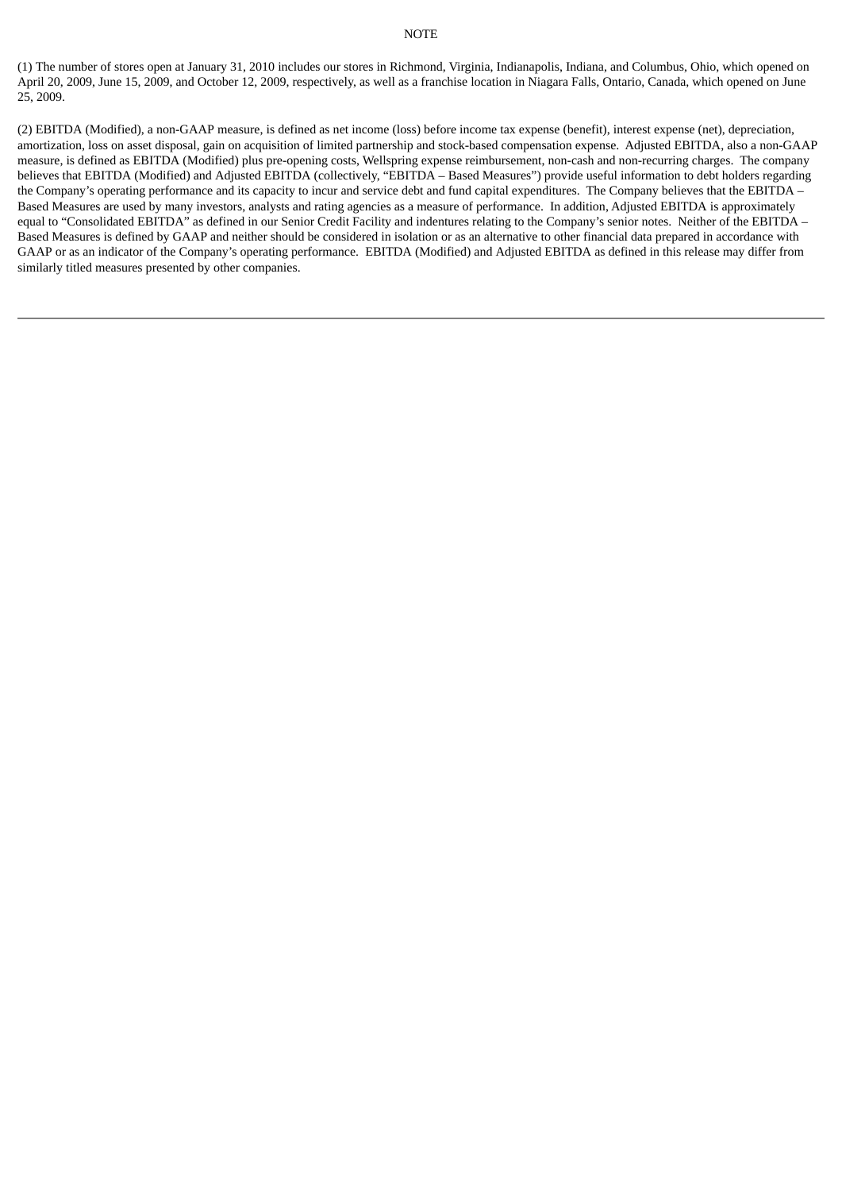NOTE

(1) The number of stores open at January 31, 2010 includes our stores in Richmond, Virginia, Indianapolis, Indiana, and Columbus, Ohio, which opened on April 20, 2009, June 15, 2009, and October 12, 2009, respectively, as well as a franchise location in Niagara Falls, Ontario, Canada, which opened on June 25, 2009.

(2) EBITDA (Modified), a non-GAAP measure, is defined as net income (loss) before income tax expense (benefit), interest expense (net), depreciation, amortization, loss on asset disposal, gain on acquisition of limited partnership and stock-based compensation expense. Adjusted EBITDA, also a non-GAAP measure, is defined as EBITDA (Modified) plus pre-opening costs, Wellspring expense reimbursement, non-cash and non-recurring charges. The company believes that EBITDA (Modified) and Adjusted EBITDA (collectively, "EBITDA – Based Measures") provide useful information to debt holders regarding the Company's operating performance and its capacity to incur and service debt and fund capital expenditures. The Company believes that the EBITDA – Based Measures are used by many investors, analysts and rating agencies as a measure of performance. In addition, Adjusted EBITDA is approximately equal to "Consolidated EBITDA" as defined in our Senior Credit Facility and indentures relating to the Company's senior notes. Neither of the EBITDA – Based Measures is defined by GAAP and neither should be considered in isolation or as an alternative to other financial data prepared in accordance with GAAP or as an indicator of the Company's operating performance. EBITDA (Modified) and Adjusted EBITDA as defined in this release may differ from similarly titled measures presented by other companies.